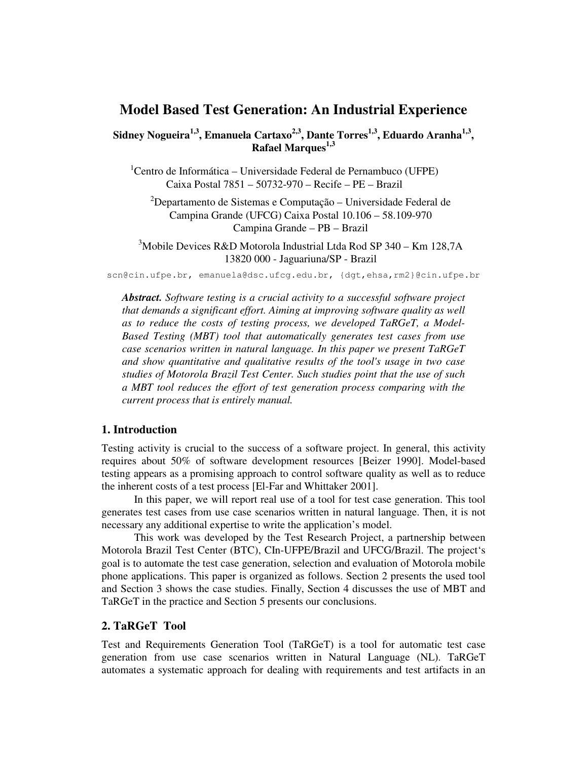# Model Based Test Generation: An Industrial Experience

**Sidney Nogueira[1,3], Emanuela Cartaxo[2,3], Dante Torres[1,3], Eduardo Aranha[1,3], Rafael Marques[1,3]**

[1]Centro de Informática – Universidade Federal de Pernambuco (UFPE)
Caixa Postal 7851 – 50732-970 – Recife – PE – Brazil

[2]Departamento de Sistemas e Computação – Universidade Federal de Campina Grande (UFCG) Caixa Postal 10.106 – 58.109-970
Campina Grande – PB – Brazil

[3]Mobile Devices R&D Motorola Industrial Ltda Rod SP 340 – Km 128,7A
13820 000 - Jaguariuna/SP - Brazil

scn@cin.ufpe.br, emanuela@dsc.ufcg.edu.br, {dgt,ehsa,rm2}@cin.ufpe.br

***Abstract.*** *Software testing is a crucial activity to a successful software project that demands a significant effort. Aiming at improving software quality as well as to reduce the costs of testing process, we developed TaRGeT, a Model-Based Testing (MBT) tool that automatically generates test cases from use case scenarios written in natural language. In this paper we present TaRGeT and show quantitative and qualitative results of the tool's usage in two case studies of Motorola Brazil Test Center. Such studies point that the use of such a MBT tool reduces the effort of test generation process comparing with the current process that is entirely manual.*

## 1. Introduction

Testing activity is crucial to the success of a software project. In general, this activity requires about 50% of software development resources [Beizer 1990]. Model-based testing appears as a promising approach to control software quality as well as to reduce the inherent costs of a test process [El-Far and Whittaker 2001].

In this paper, we will report real use of a tool for test case generation. This tool generates test cases from use case scenarios written in natural language. Then, it is not necessary any additional expertise to write the application's model.

This work was developed by the Test Research Project, a partnership between Motorola Brazil Test Center (BTC), CIn-UFPE/Brazil and UFCG/Brazil. The project's goal is to automate the test case generation, selection and evaluation of Motorola mobile phone applications. This paper is organized as follows. Section 2 presents the used tool and Section 3 shows the case studies. Finally, Section 4 discusses the use of MBT and TaRGeT in the practice and Section 5 presents our conclusions.

## 2. TaRGeT Tool

Test and Requirements Generation Tool (TaRGeT) is a tool for automatic test case generation from use case scenarios written in Natural Language (NL). TaRGeT automates a systematic approach for dealing with requirements and test artifacts in an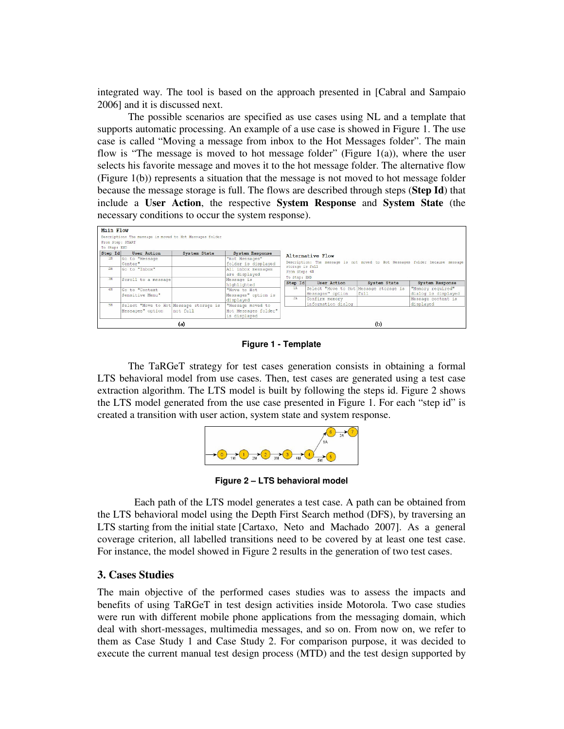integrated way. The tool is based on the approach presented in [Cabral and Sampaio 2006] and it is discussed next.

The possible scenarios are specified as use cases using NL and a template that supports automatic processing. An example of a use case is showed in Figure 1. The use case is called "Moving a message from inbox to the Hot Messages folder". The main flow is "The message is moved to hot message folder" (Figure 1(a)), where the user selects his favorite message and moves it to the hot message folder. The alternative flow (Figure 1(b)) represents a situation that the message is not moved to hot message folder because the message storage is full. The flows are described through steps (**Step Id**) that include a **User Action**, the respective **System Response** and **System State** (the necessary conditions to occur the system response).

**Main Flow**

Description: The message is moved to Hot Messages folder

From Step: START

To Step: END

| Step Id | User Action | System State | System Response |
|---|---|---|---|
| 1M | Go to "Message Center" | | "Hot Messages" folder is displayed |
| 2M | Go to "Inbox" | | All inbox messages are displayed |
| 3M | Scroll to a message | | Message is highlighted |
| 4M | Go to "Context Sensitive Menu" | | "Move to Hot Messages" option is displayed |
| 5M | Select "Move to Hot Messages" option | Message storage is not full | "Message moved to Hot Messages folder" is displayed |

(a)

**Alternative Flow**

Description: The message is not moved to Hot Messages folder because message storage is full

From Step: 4M

To Step: END

| Step Id | User Action | System State | System Response |
|---|---|---|---|
| 1A | Select "Move to Hot Messages" option | Message storage is full | "Memory required" dialog is displayed |
| 2A | Confirm memory information dialog | | Message content is displayed |

(b)

**Figure 1 - Template**

The TaRGeT strategy for test cases generation consists in obtaining a formal LTS behavioral model from use cases. Then, test cases are generated using a test case extraction algorithm. The LTS model is built by following the steps id. Figure 2 shows the LTS model generated from the use case presented in Figure 1. For each "step id" is created a transition with user action, system state and system response.

0
1M
1
2M
2
3M
3
4M
4
5M
5
1A
6
2A
7

**Figure 2 – LTS behavioral model**

Each path of the LTS model generates a test case. A path can be obtained from the LTS behavioral model using the Depth First Search method (DFS), by traversing an LTS starting from the initial state [Cartaxo, Neto and Machado 2007]. As a general coverage criterion, all labelled transitions need to be covered by at least one test case. For instance, the model showed in Figure 2 results in the generation of two test cases.

## 3. Cases Studies

The main objective of the performed cases studies was to assess the impacts and benefits of using TaRGeT in test design activities inside Motorola. Two case studies were run with different mobile phone applications from the messaging domain, which deal with short-messages, multimedia messages, and so on. From now on, we refer to them as Case Study 1 and Case Study 2. For comparison purpose, it was decided to execute the current manual test design process (MTD) and the test design supported by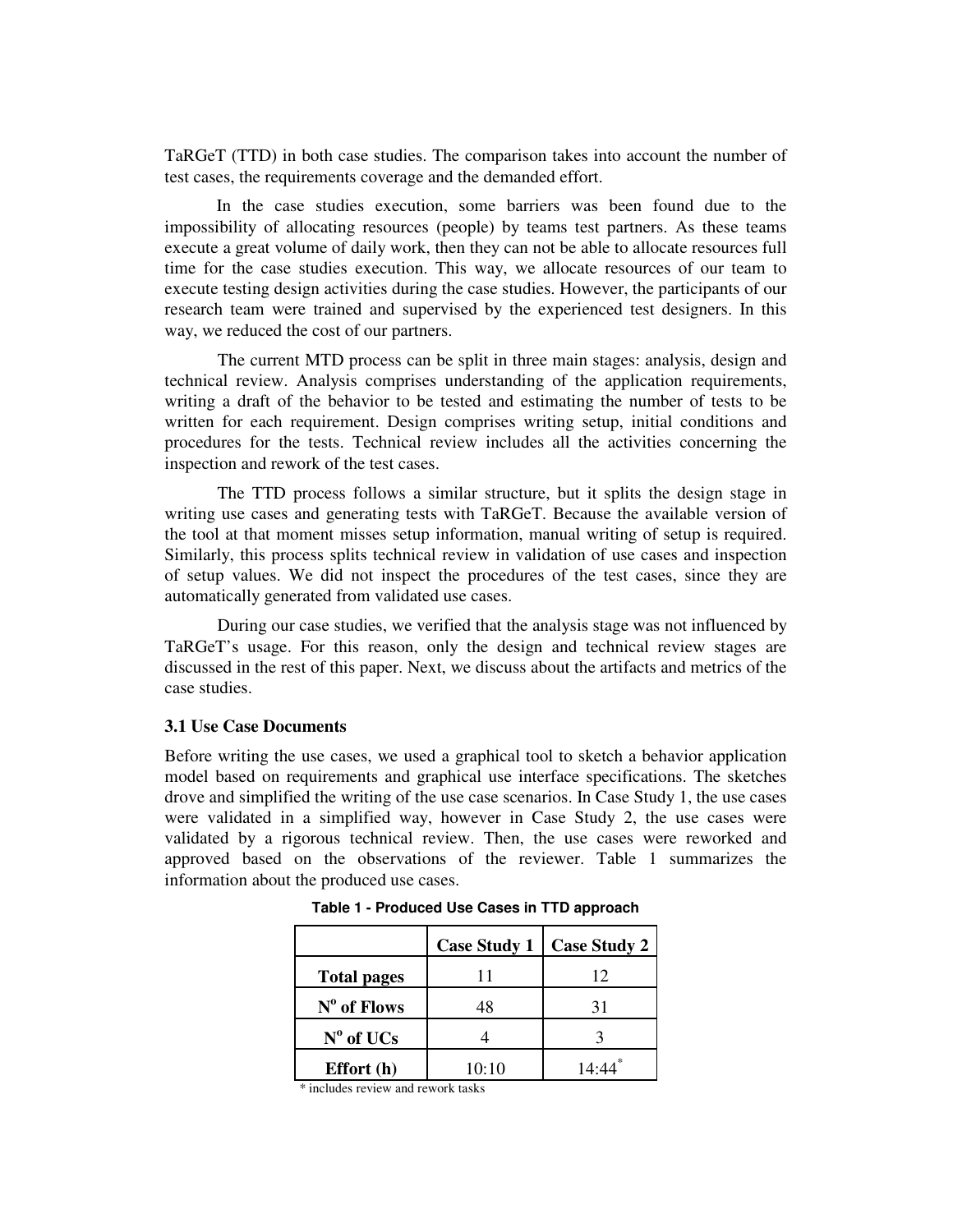TaRGeT (TTD) in both case studies. The comparison takes into account the number of test cases, the requirements coverage and the demanded effort.

In the case studies execution, some barriers was been found due to the impossibility of allocating resources (people) by teams test partners. As these teams execute a great volume of daily work, then they can not be able to allocate resources full time for the case studies execution. This way, we allocate resources of our team to execute testing design activities during the case studies. However, the participants of our research team were trained and supervised by the experienced test designers. In this way, we reduced the cost of our partners.

The current MTD process can be split in three main stages: analysis, design and technical review. Analysis comprises understanding of the application requirements, writing a draft of the behavior to be tested and estimating the number of tests to be written for each requirement. Design comprises writing setup, initial conditions and procedures for the tests. Technical review includes all the activities concerning the inspection and rework of the test cases.

The TTD process follows a similar structure, but it splits the design stage in writing use cases and generating tests with TaRGeT. Because the available version of the tool at that moment misses setup information, manual writing of setup is required. Similarly, this process splits technical review in validation of use cases and inspection of setup values. We did not inspect the procedures of the test cases, since they are automatically generated from validated use cases.

During our case studies, we verified that the analysis stage was not influenced by TaRGeT's usage. For this reason, only the design and technical review stages are discussed in the rest of this paper. Next, we discuss about the artifacts and metrics of the case studies.

### 3.1 Use Case Documents

Before writing the use cases, we used a graphical tool to sketch a behavior application model based on requirements and graphical use interface specifications. The sketches drove and simplified the writing of the use case scenarios. In Case Study 1, the use cases were validated in a simplified way, however in Case Study 2, the use cases were validated by a rigorous technical review. Then, the use cases were reworked and approved based on the observations of the reviewer. Table 1 summarizes the information about the produced use cases.

**Table 1 - Produced Use Cases in TTD approach**

| | Case Study 1 | Case Study 2 |
|---|---|---|
| **Total pages** | 11 | 12 |
| **N° of Flows** | 48 | 31 |
| **N° of UCs** | 4 | 3 |
| **Effort (h)** | 10:10 | 14:44* |

\* includes review and rework tasks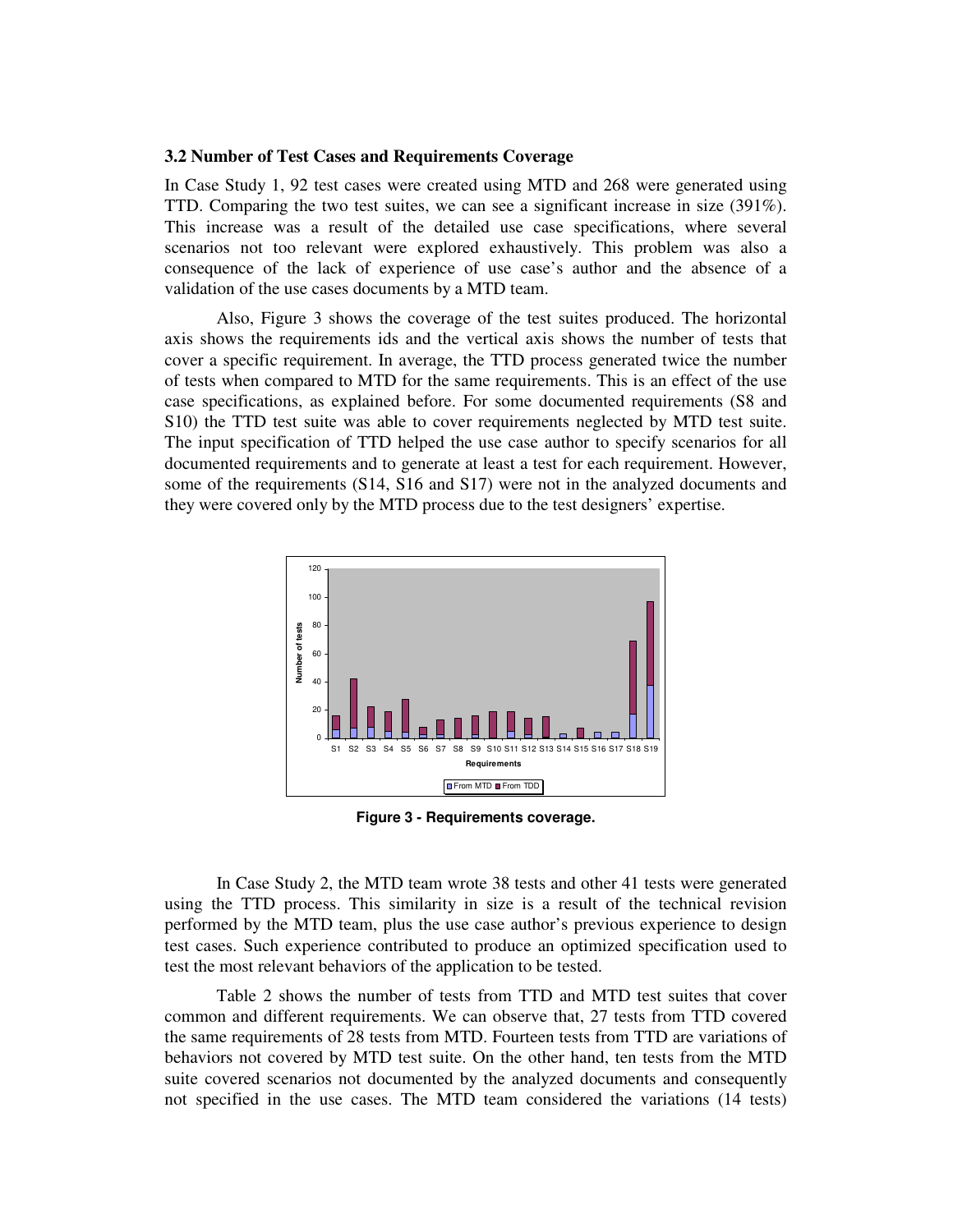### 3.2 Number of Test Cases and Requirements Coverage

In Case Study 1, 92 test cases were created using MTD and 268 were generated using TTD. Comparing the two test suites, we can see a significant increase in size (391%). This increase was a result of the detailed use case specifications, where several scenarios not too relevant were explored exhaustively. This problem was also a consequence of the lack of experience of use case's author and the absence of a validation of the use cases documents by a MTD team.

Also, Figure 3 shows the coverage of the test suites produced. The horizontal axis shows the requirements ids and the vertical axis shows the number of tests that cover a specific requirement. In average, the TTD process generated twice the number of tests when compared to MTD for the same requirements. This is an effect of the use case specifications, as explained before. For some documented requirements (S8 and S10) the TTD test suite was able to cover requirements neglected by MTD test suite. The input specification of TTD helped the use case author to specify scenarios for all documented requirements and to generate at least a test for each requirement. However, some of the requirements (S14, S16 and S17) were not in the analyzed documents and they were covered only by the MTD process due to the test designers' expertise.

120
100
80
60
40
20
0
Number of tests
S1 S2 S3 S4 S5 S6 S7 S8 S9 S10 S11 S12 S13 S14 S15 S16 S17 S18 S19
Requirements
From MTD From TDD

**Figure 3 - Requirements coverage.**

In Case Study 2, the MTD team wrote 38 tests and other 41 tests were generated using the TTD process. This similarity in size is a result of the technical revision performed by the MTD team, plus the use case author's previous experience to design test cases. Such experience contributed to produce an optimized specification used to test the most relevant behaviors of the application to be tested.

Table 2 shows the number of tests from TTD and MTD test suites that cover common and different requirements. We can observe that, 27 tests from TTD covered the same requirements of 28 tests from MTD. Fourteen tests from TTD are variations of behaviors not covered by MTD test suite. On the other hand, ten tests from the MTD suite covered scenarios not documented by the analyzed documents and consequently not specified in the use cases. The MTD team considered the variations (14 tests)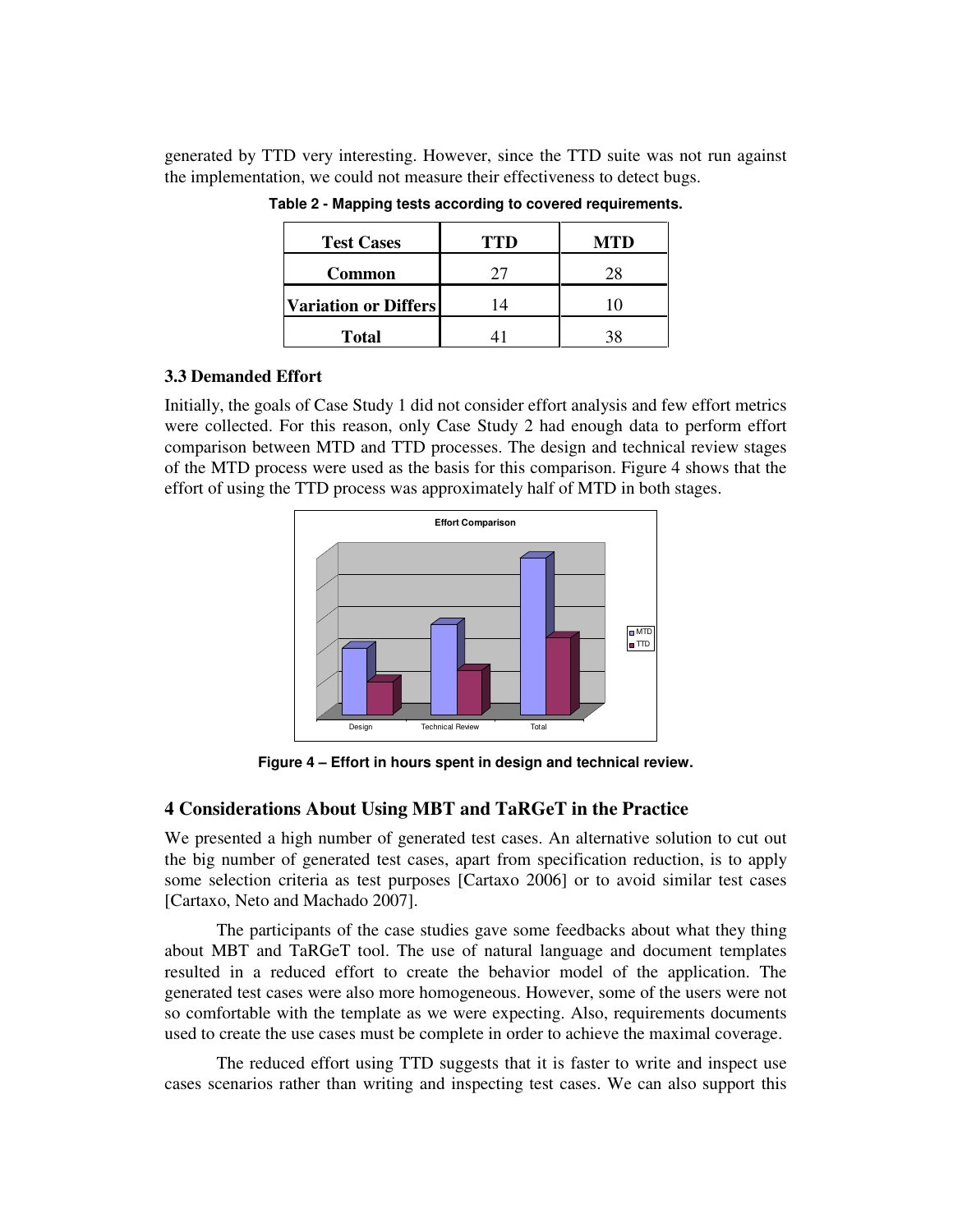generated by TTD very interesting. However, since the TTD suite was not run against the implementation, we could not measure their effectiveness to detect bugs.

**Table 2 - Mapping tests according to covered requirements.**

| Test Cases | TTD | MTD |
|---|---|---|
| **Common** | 27 | 28 |
| **Variation or Differs** | 14 | 10 |
| **Total** | 41 | 38 |

### 3.3 Demanded Effort

Initially, the goals of Case Study 1 did not consider effort analysis and few effort metrics were collected. For this reason, only Case Study 2 had enough data to perform effort comparison between MTD and TTD processes. The design and technical review stages of the MTD process were used as the basis for this comparison. Figure 4 shows that the effort of using the TTD process was approximately half of MTD in both stages.

Effort Comparison

MTD
TTD

Design
Technical Review
Total

**Figure 4 – Effort in hours spent in design and technical review.**

## 4 Considerations About Using MBT and TaRGeT in the Practice

We presented a high number of generated test cases. An alternative solution to cut out the big number of generated test cases, apart from specification reduction, is to apply some selection criteria as test purposes [Cartaxo 2006] or to avoid similar test cases [Cartaxo, Neto and Machado 2007].

The participants of the case studies gave some feedbacks about what they thing about MBT and TaRGeT tool. The use of natural language and document templates resulted in a reduced effort to create the behavior model of the application. The generated test cases were also more homogeneous. However, some of the users were not so comfortable with the template as we were expecting. Also, requirements documents used to create the use cases must be complete in order to achieve the maximal coverage.

The reduced effort using TTD suggests that it is faster to write and inspect use cases scenarios rather than writing and inspecting test cases. We can also support this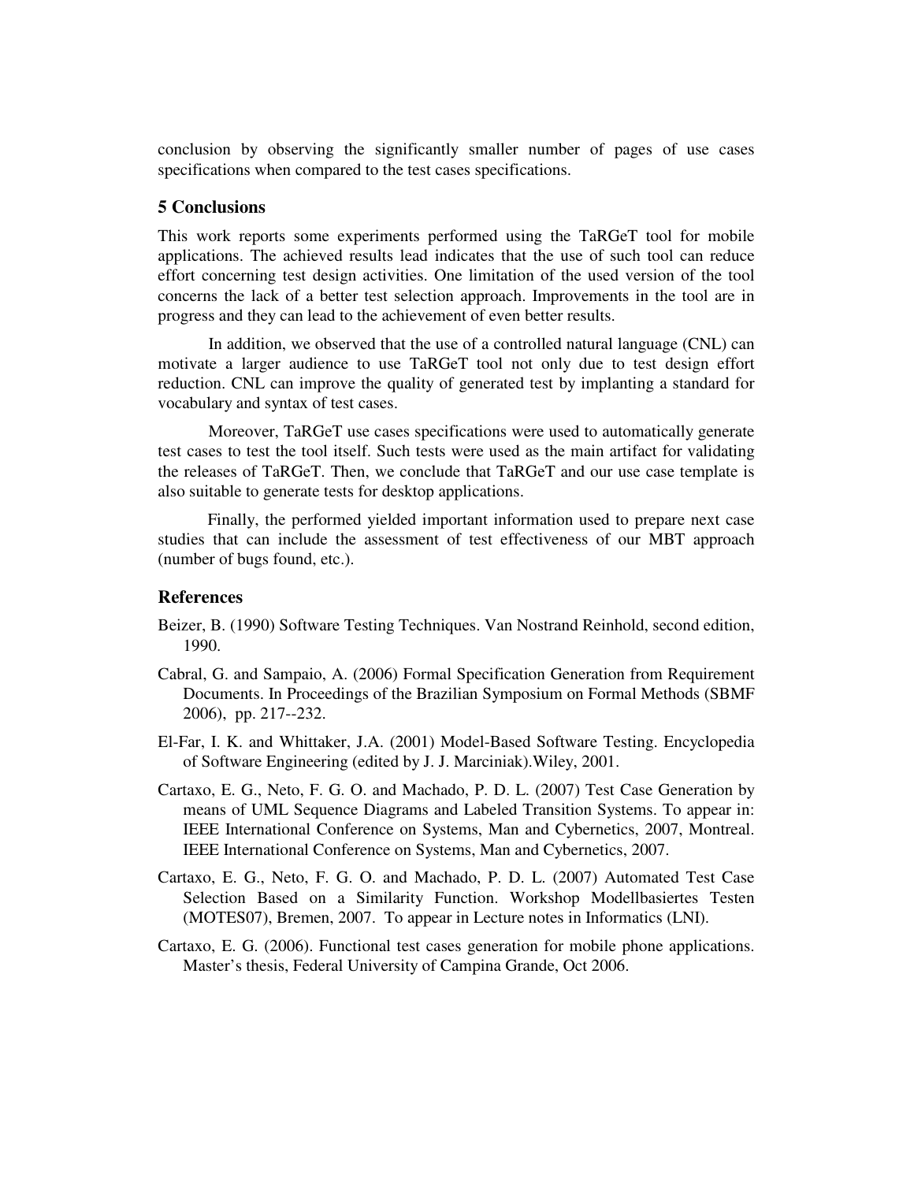conclusion by observing the significantly smaller number of pages of use cases specifications when compared to the test cases specifications.

## 5 Conclusions

This work reports some experiments performed using the TaRGeT tool for mobile applications. The achieved results lead indicates that the use of such tool can reduce effort concerning test design activities. One limitation of the used version of the tool concerns the lack of a better test selection approach. Improvements in the tool are in progress and they can lead to the achievement of even better results.

In addition, we observed that the use of a controlled natural language (CNL) can motivate a larger audience to use TaRGeT tool not only due to test design effort reduction. CNL can improve the quality of generated test by implanting a standard for vocabulary and syntax of test cases.

Moreover, TaRGeT use cases specifications were used to automatically generate test cases to test the tool itself. Such tests were used as the main artifact for validating the releases of TaRGeT. Then, we conclude that TaRGeT and our use case template is also suitable to generate tests for desktop applications.

Finally, the performed yielded important information used to prepare next case studies that can include the assessment of test effectiveness of our MBT approach (number of bugs found, etc.).

## References

Beizer, B. (1990) Software Testing Techniques. Van Nostrand Reinhold, second edition, 1990.

Cabral, G. and Sampaio, A. (2006) Formal Specification Generation from Requirement Documents. In Proceedings of the Brazilian Symposium on Formal Methods (SBMF 2006), pp. 217--232.

El-Far, I. K. and Whittaker, J.A. (2001) Model-Based Software Testing. Encyclopedia of Software Engineering (edited by J. J. Marciniak).Wiley, 2001.

Cartaxo, E. G., Neto, F. G. O. and Machado, P. D. L. (2007) Test Case Generation by means of UML Sequence Diagrams and Labeled Transition Systems. To appear in: IEEE International Conference on Systems, Man and Cybernetics, 2007, Montreal. IEEE International Conference on Systems, Man and Cybernetics, 2007.

Cartaxo, E. G., Neto, F. G. O. and Machado, P. D. L. (2007) Automated Test Case Selection Based on a Similarity Function. Workshop Modellbasiertes Testen (MOTES07), Bremen, 2007. To appear in Lecture notes in Informatics (LNI).

Cartaxo, E. G. (2006). Functional test cases generation for mobile phone applications. Master's thesis, Federal University of Campina Grande, Oct 2006.